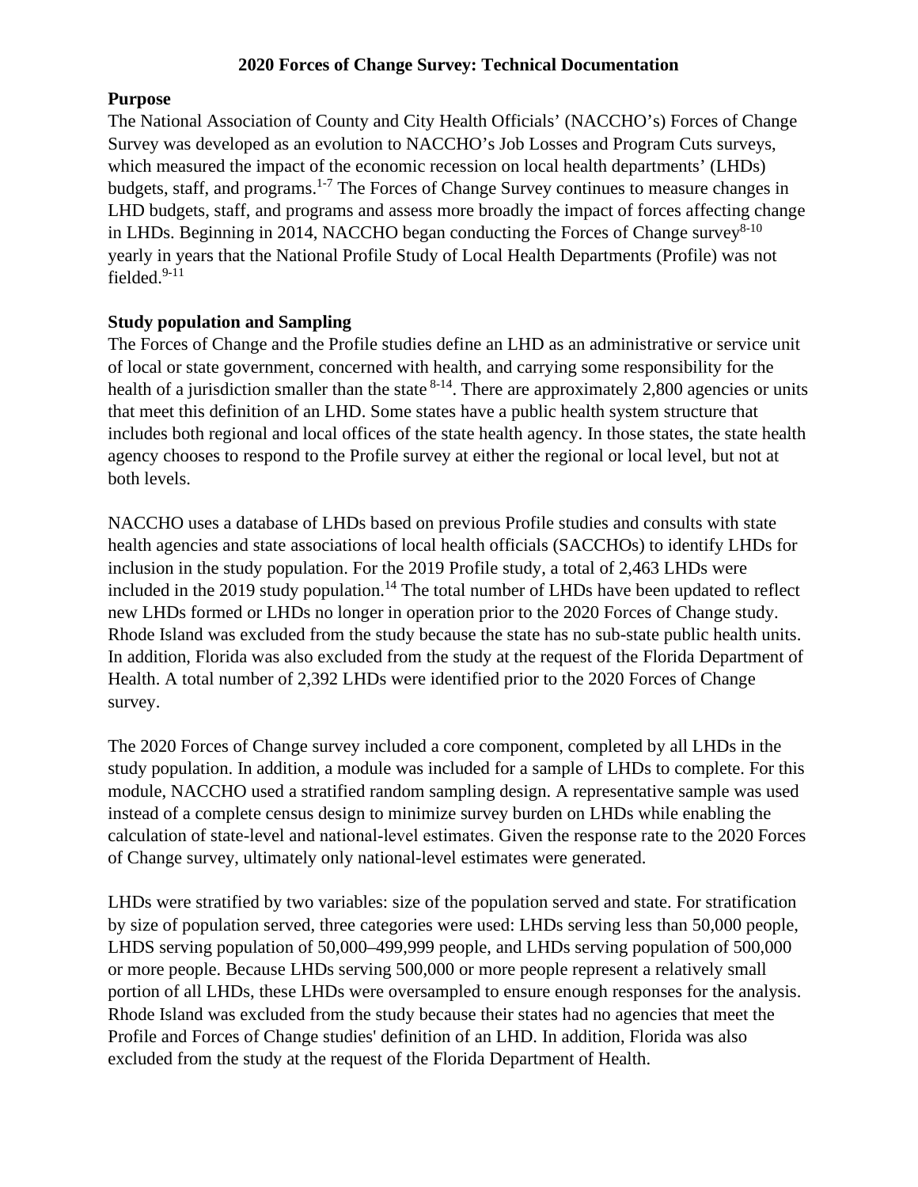# 2020 Forces of Change Survey: Technical Documentation

## Purpose

The National Association of County and City Health Officials' (NACCHO's) Forces of Change Survey was developed as an evolution to NACCHO's Job Losses and Program Cuts surveys, which measured the impact of the economic recession on local health departments' (LHDs) budgets, staff, and programs.[1-7] The Forces of Change Survey continues to measure changes in LHD budgets, staff, and programs and assess more broadly the impact of forces affecting change in LHDs. Beginning in 2014, NACCHO began conducting the Forces of Change survey[8-10] yearly in years that the National Profile Study of Local Health Departments (Profile) was not fielded.[9-11]

## Study population and Sampling

The Forces of Change and the Profile studies define an LHD as an administrative or service unit of local or state government, concerned with health, and carrying some responsibility for the health of a jurisdiction smaller than the state [8-14]. There are approximately 2,800 agencies or units that meet this definition of an LHD. Some states have a public health system structure that includes both regional and local offices of the state health agency. In those states, the state health agency chooses to respond to the Profile survey at either the regional or local level, but not at both levels.

NACCHO uses a database of LHDs based on previous Profile studies and consults with state health agencies and state associations of local health officials (SACCHOs) to identify LHDs for inclusion in the study population. For the 2019 Profile study, a total of 2,463 LHDs were included in the 2019 study population.[14] The total number of LHDs have been updated to reflect new LHDs formed or LHDs no longer in operation prior to the 2020 Forces of Change study. Rhode Island was excluded from the study because the state has no sub-state public health units. In addition, Florida was also excluded from the study at the request of the Florida Department of Health. A total number of 2,392 LHDs were identified prior to the 2020 Forces of Change survey.

The 2020 Forces of Change survey included a core component, completed by all LHDs in the study population. In addition, a module was included for a sample of LHDs to complete. For this module, NACCHO used a stratified random sampling design. A representative sample was used instead of a complete census design to minimize survey burden on LHDs while enabling the calculation of state-level and national-level estimates. Given the response rate to the 2020 Forces of Change survey, ultimately only national-level estimates were generated.

LHDs were stratified by two variables: size of the population served and state. For stratification by size of population served, three categories were used: LHDs serving less than 50,000 people, LHDS serving population of 50,000–499,999 people, and LHDs serving population of 500,000 or more people. Because LHDs serving 500,000 or more people represent a relatively small portion of all LHDs, these LHDs were oversampled to ensure enough responses for the analysis. Rhode Island was excluded from the study because their states had no agencies that meet the Profile and Forces of Change studies' definition of an LHD. In addition, Florida was also excluded from the study at the request of the Florida Department of Health.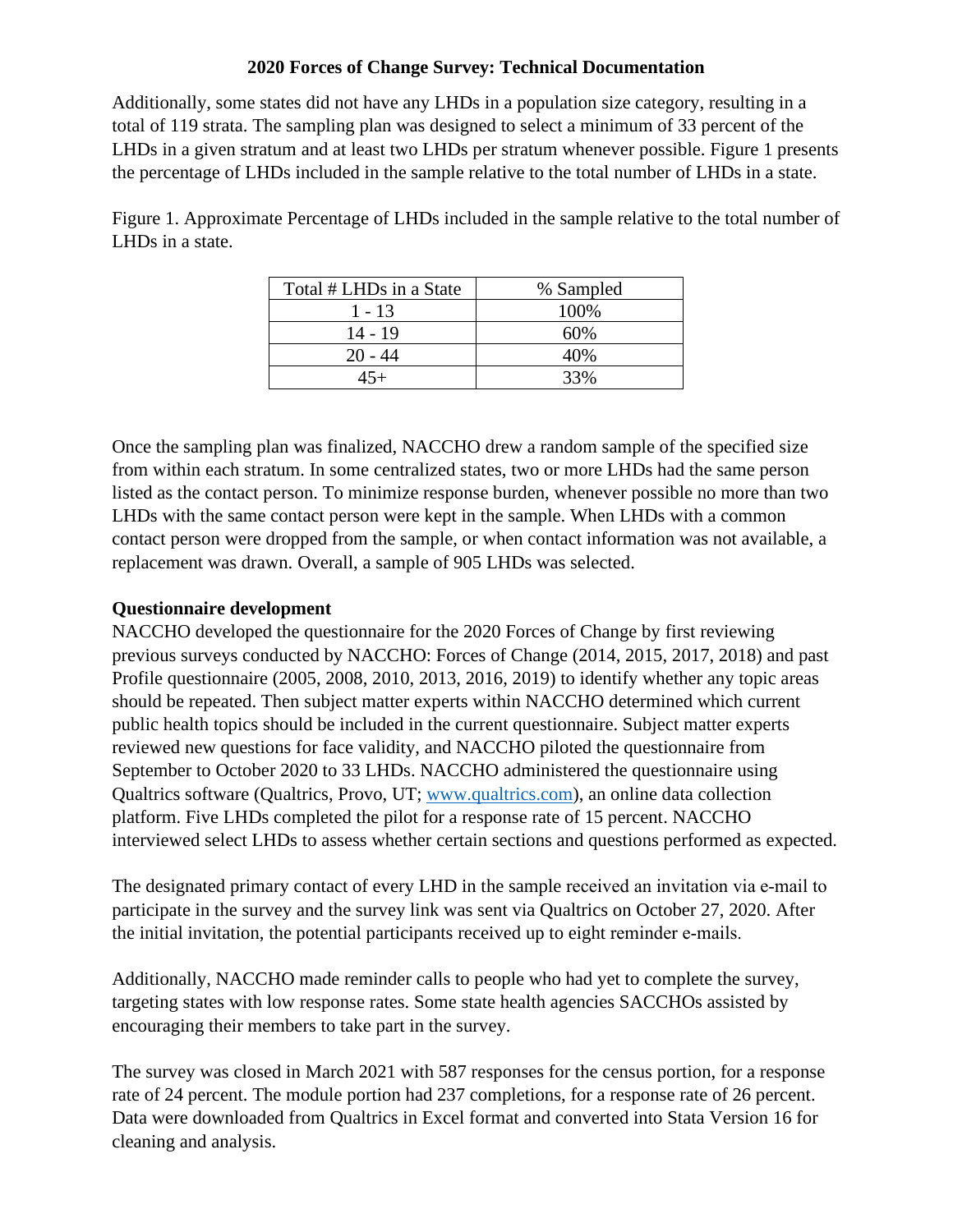Additionally, some states did not have any LHDs in a population size category, resulting in a total of 119 strata. The sampling plan was designed to select a minimum of 33 percent of the LHDs in a given stratum and at least two LHDs per stratum whenever possible. Figure 1 presents the percentage of LHDs included in the sample relative to the total number of LHDs in a state.

Figure 1. Approximate Percentage of LHDs included in the sample relative to the total number of LHDs in a state.

| Total # LHDs in a State | % Sampled |
| --- | --- |
| 1 - 13 | 100% |
| 14 - 19 | 60% |
| 20 - 44 | 40% |
| 45+ | 33% |

Once the sampling plan was finalized, NACCHO drew a random sample of the specified size from within each stratum. In some centralized states, two or more LHDs had the same person listed as the contact person. To minimize response burden, whenever possible no more than two LHDs with the same contact person were kept in the sample. When LHDs with a common contact person were dropped from the sample, or when contact information was not available, a replacement was drawn. Overall, a sample of 905 LHDs was selected.

### Questionnaire development

NACCHO developed the questionnaire for the 2020 Forces of Change by first reviewing previous surveys conducted by NACCHO: Forces of Change (2014, 2015, 2017, 2018) and past Profile questionnaire (2005, 2008, 2010, 2013, 2016, 2019) to identify whether any topic areas should be repeated. Then subject matter experts within NACCHO determined which current public health topics should be included in the current questionnaire. Subject matter experts reviewed new questions for face validity, and NACCHO piloted the questionnaire from September to October 2020 to 33 LHDs. NACCHO administered the questionnaire using Qualtrics software (Qualtrics, Provo, UT; www.qualtrics.com), an online data collection platform. Five LHDs completed the pilot for a response rate of 15 percent. NACCHO interviewed select LHDs to assess whether certain sections and questions performed as expected.

The designated primary contact of every LHD in the sample received an invitation via e-mail to participate in the survey and the survey link was sent via Qualtrics on October 27, 2020. After the initial invitation, the potential participants received up to eight reminder e-mails.

Additionally, NACCHO made reminder calls to people who had yet to complete the survey, targeting states with low response rates. Some state health agencies SACCHOs assisted by encouraging their members to take part in the survey.

The survey was closed in March 2021 with 587 responses for the census portion, for a response rate of 24 percent. The module portion had 237 completions, for a response rate of 26 percent. Data were downloaded from Qualtrics in Excel format and converted into Stata Version 16 for cleaning and analysis.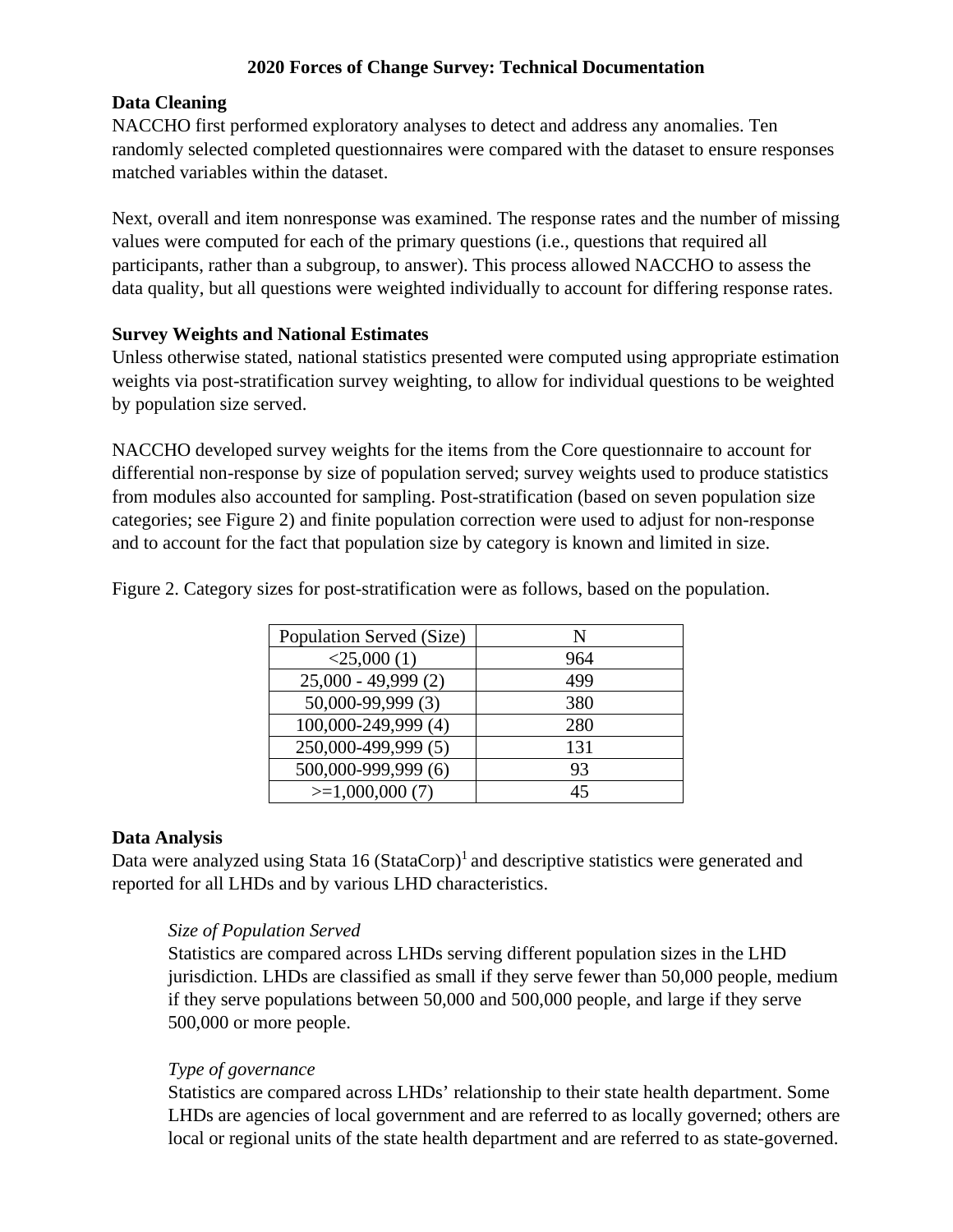# 2020 Forces of Change Survey: Technical Documentation

**Data Cleaning**

NACCHO first performed exploratory analyses to detect and address any anomalies. Ten randomly selected completed questionnaires were compared with the dataset to ensure responses matched variables within the dataset.

Next, overall and item nonresponse was examined. The response rates and the number of missing values were computed for each of the primary questions (i.e., questions that required all participants, rather than a subgroup, to answer). This process allowed NACCHO to assess the data quality, but all questions were weighted individually to account for differing response rates.

**Survey Weights and National Estimates**

Unless otherwise stated, national statistics presented were computed using appropriate estimation weights via post-stratification survey weighting, to allow for individual questions to be weighted by population size served.

NACCHO developed survey weights for the items from the Core questionnaire to account for differential non-response by size of population served; survey weights used to produce statistics from modules also accounted for sampling. Post-stratification (based on seven population size categories; see Figure 2) and finite population correction were used to adjust for non-response and to account for the fact that population size by category is known and limited in size.

Figure 2. Category sizes for post-stratification were as follows, based on the population.

| Population Served (Size) | N |
|---|---|
| <25,000 (1) | 964 |
| 25,000 - 49,999 (2) | 499 |
| 50,000-99,999 (3) | 380 |
| 100,000-249,999 (4) | 280 |
| 250,000-499,999 (5) | 131 |
| 500,000-999,999 (6) | 93 |
| >=1,000,000 (7) | 45 |

**Data Analysis**

Data were analyzed using Stata 16 (StataCorp)[1] and descriptive statistics were generated and reported for all LHDs and by various LHD characteristics.

*Size of Population Served*

Statistics are compared across LHDs serving different population sizes in the LHD jurisdiction. LHDs are classified as small if they serve fewer than 50,000 people, medium if they serve populations between 50,000 and 500,000 people, and large if they serve 500,000 or more people.

*Type of governance*

Statistics are compared across LHDs' relationship to their state health department. Some LHDs are agencies of local government and are referred to as locally governed; others are local or regional units of the state health department and are referred to as state-governed.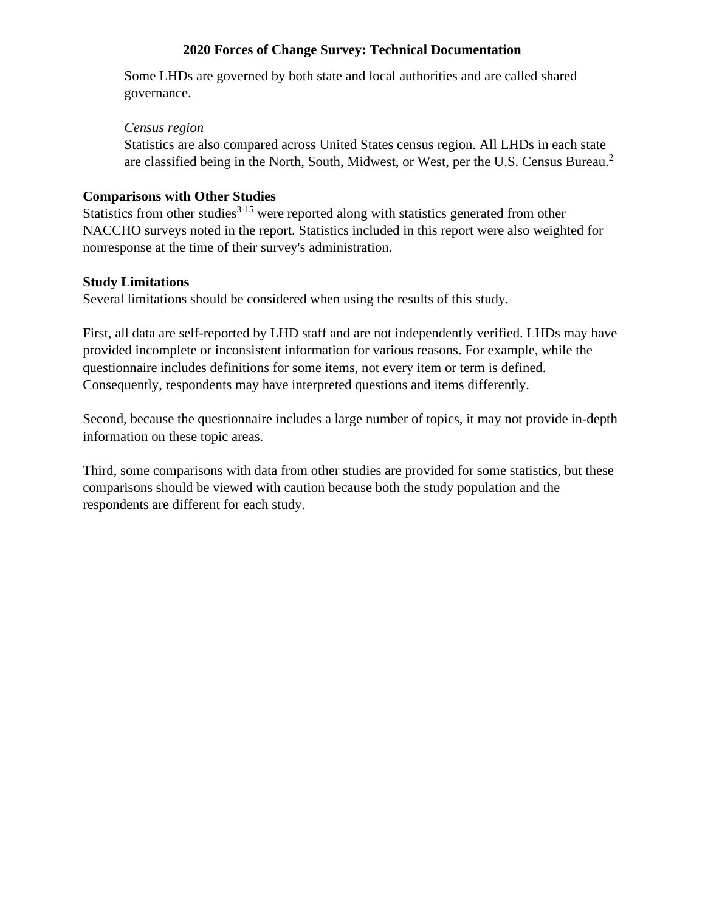Some LHDs are governed by both state and local authorities and are called shared governance.

*Census region*

Statistics are also compared across United States census region. All LHDs in each state are classified being in the North, South, Midwest, or West, per the U.S. Census Bureau.[2]

**Comparisons with Other Studies**

Statistics from other studies[3-15] were reported along with statistics generated from other NACCHO surveys noted in the report. Statistics included in this report were also weighted for nonresponse at the time of their survey's administration.

**Study Limitations**

Several limitations should be considered when using the results of this study.

First, all data are self-reported by LHD staff and are not independently verified. LHDs may have provided incomplete or inconsistent information for various reasons. For example, while the questionnaire includes definitions for some items, not every item or term is defined. Consequently, respondents may have interpreted questions and items differently.

Second, because the questionnaire includes a large number of topics, it may not provide in-depth information on these topic areas.

Third, some comparisons with data from other studies are provided for some statistics, but these comparisons should be viewed with caution because both the study population and the respondents are different for each study.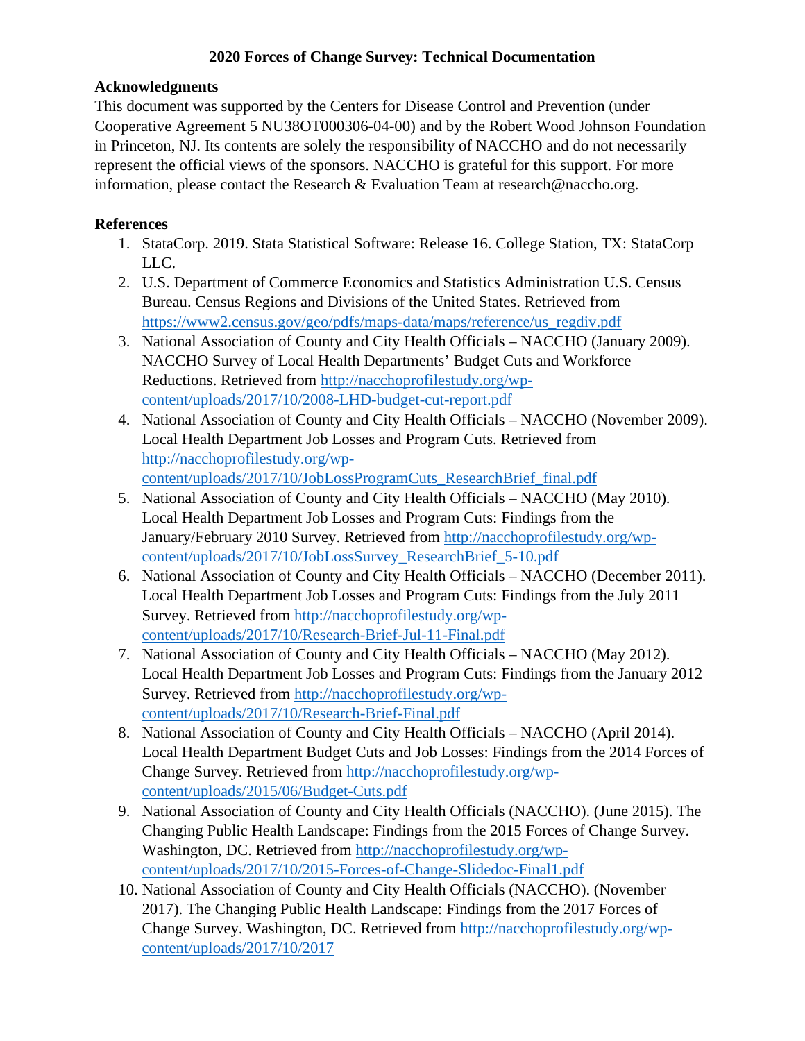**2020 Forces of Change Survey: Technical Documentation**

## Acknowledgments

This document was supported by the Centers for Disease Control and Prevention (under Cooperative Agreement 5 NU38OT000306-04-00) and by the Robert Wood Johnson Foundation in Princeton, NJ. Its contents are solely the responsibility of NACCHO and do not necessarily represent the official views of the sponsors. NACCHO is grateful for this support. For more information, please contact the Research & Evaluation Team at research@naccho.org.

## References

1. StataCorp. 2019. Stata Statistical Software: Release 16. College Station, TX: StataCorp LLC.
2. U.S. Department of Commerce Economics and Statistics Administration U.S. Census Bureau. Census Regions and Divisions of the United States. Retrieved from https://www2.census.gov/geo/pdfs/maps-data/maps/reference/us_regdiv.pdf
3. National Association of County and City Health Officials – NACCHO (January 2009). NACCHO Survey of Local Health Departments' Budget Cuts and Workforce Reductions. Retrieved from http://nacchoprofilestudy.org/wp-content/uploads/2017/10/2008-LHD-budget-cut-report.pdf
4. National Association of County and City Health Officials – NACCHO (November 2009). Local Health Department Job Losses and Program Cuts. Retrieved from http://nacchoprofilestudy.org/wp-content/uploads/2017/10/JobLossProgramCuts_ResearchBrief_final.pdf
5. National Association of County and City Health Officials – NACCHO (May 2010). Local Health Department Job Losses and Program Cuts: Findings from the January/February 2010 Survey. Retrieved from http://nacchoprofilestudy.org/wp-content/uploads/2017/10/JobLossSurvey_ResearchBrief_5-10.pdf
6. National Association of County and City Health Officials – NACCHO (December 2011). Local Health Department Job Losses and Program Cuts: Findings from the July 2011 Survey. Retrieved from http://nacchoprofilestudy.org/wp-content/uploads/2017/10/Research-Brief-Jul-11-Final.pdf
7. National Association of County and City Health Officials – NACCHO (May 2012). Local Health Department Job Losses and Program Cuts: Findings from the January 2012 Survey. Retrieved from http://nacchoprofilestudy.org/wp-content/uploads/2017/10/Research-Brief-Final.pdf
8. National Association of County and City Health Officials – NACCHO (April 2014). Local Health Department Budget Cuts and Job Losses: Findings from the 2014 Forces of Change Survey. Retrieved from http://nacchoprofilestudy.org/wp-content/uploads/2015/06/Budget-Cuts.pdf
9. National Association of County and City Health Officials (NACCHO). (June 2015). The Changing Public Health Landscape: Findings from the 2015 Forces of Change Survey. Washington, DC. Retrieved from http://nacchoprofilestudy.org/wp-content/uploads/2017/10/2015-Forces-of-Change-Slidedoc-Final1.pdf
10. National Association of County and City Health Officials (NACCHO). (November 2017). The Changing Public Health Landscape: Findings from the 2017 Forces of Change Survey. Washington, DC. Retrieved from http://nacchoprofilestudy.org/wp-content/uploads/2017/10/2017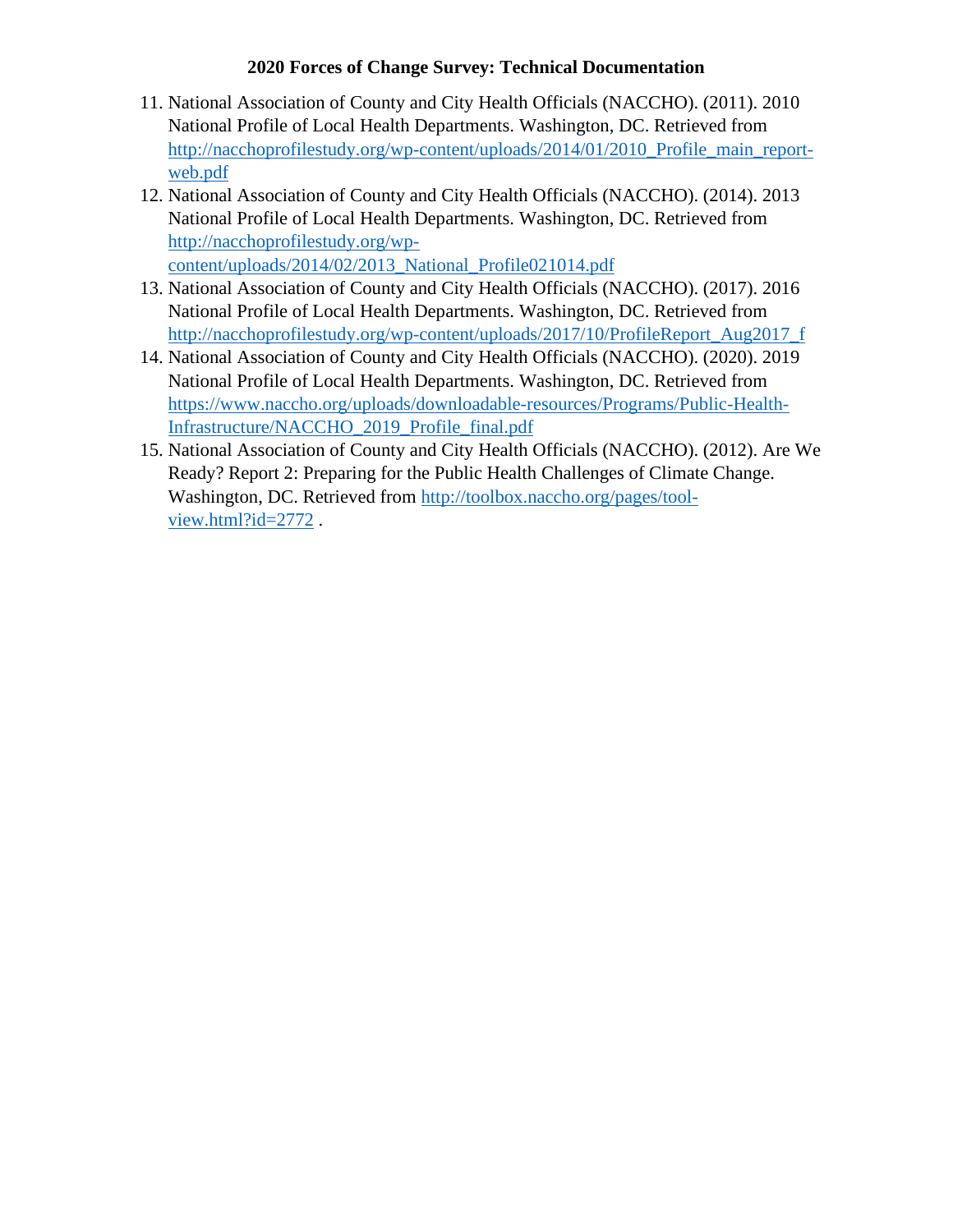11. National Association of County and City Health Officials (NACCHO). (2011). 2010 National Profile of Local Health Departments. Washington, DC. Retrieved from http://nacchoprofilestudy.org/wp-content/uploads/2014/01/2010_Profile_main_report-web.pdf
12. National Association of County and City Health Officials (NACCHO). (2014). 2013 National Profile of Local Health Departments. Washington, DC. Retrieved from http://nacchoprofilestudy.org/wp-content/uploads/2014/02/2013_National_Profile021014.pdf
13. National Association of County and City Health Officials (NACCHO). (2017). 2016 National Profile of Local Health Departments. Washington, DC. Retrieved from http://nacchoprofilestudy.org/wp-content/uploads/2017/10/ProfileReport_Aug2017_f
14. National Association of County and City Health Officials (NACCHO). (2020). 2019 National Profile of Local Health Departments. Washington, DC. Retrieved from https://www.naccho.org/uploads/downloadable-resources/Programs/Public-Health-Infrastructure/NACCHO_2019_Profile_final.pdf
15. National Association of County and City Health Officials (NACCHO). (2012). Are We Ready? Report 2: Preparing for the Public Health Challenges of Climate Change. Washington, DC. Retrieved from http://toolbox.naccho.org/pages/tool-view.html?id=2772 .